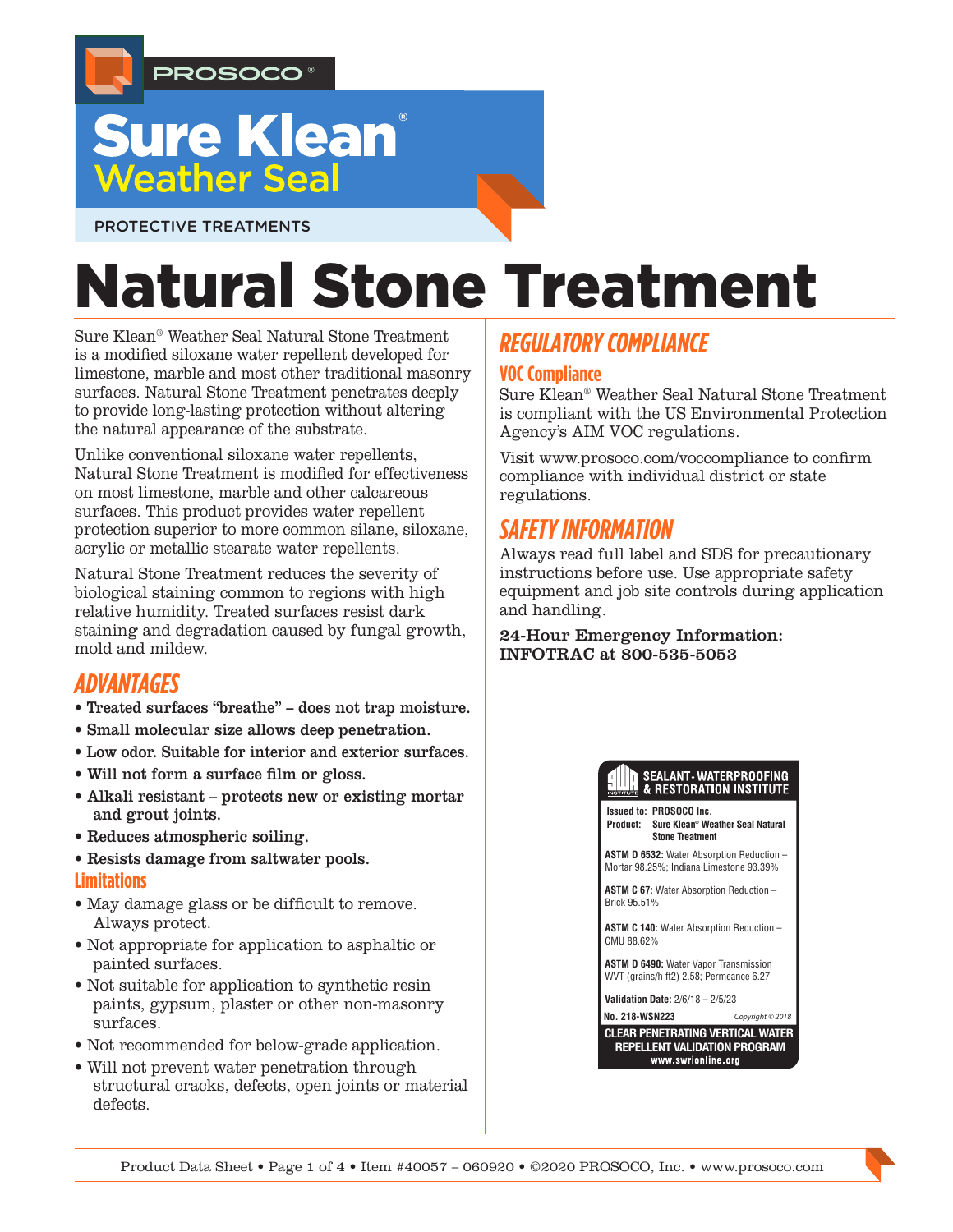PROSOCO®

# Sure Klean® Weather Seal

PROTECTIVE TREATMENTS

# Natural Stone Treatment

Sure Klean® Weather Seal Natural Stone Treatment is a modified siloxane water repellent developed for limestone, marble and most other traditional masonry surfaces. Natural Stone Treatment penetrates deeply to provide long-lasting protection without altering the natural appearance of the substrate.

Unlike conventional siloxane water repellents, Natural Stone Treatment is modified for effectiveness on most limestone, marble and other calcareous surfaces. This product provides water repellent protection superior to more common silane, siloxane, acrylic or metallic stearate water repellents.

Natural Stone Treatment reduces the severity of biological staining common to regions with high relative humidity. Treated surfaces resist dark staining and degradation caused by fungal growth, mold and mildew.

## ADVANTAGES

- **Treated surfaces "breathe" – does not trap moisture.**
- **Small molecular size allows deep penetration.**
- **Low odor. Suitable for interior and exterior surfaces.**
- **Will not form a surface film or gloss.**
- **Alkali resistant – protects new or existing mortar and grout joints.**
- **Reduces atmospheric soiling.**
- **Resists damage from saltwater pools.**

### Limitations

- May damage glass or be difficult to remove. Always protect.
- Not appropriate for application to asphaltic or painted surfaces.
- Not suitable for application to synthetic resin paints, gypsum, plaster or other non-masonry surfaces.
- Not recommended for below-grade application.
- Will not prevent water penetration through structural cracks, defects, open joints or material defects.

## REGULATORY COMPLIANCE

### VOC Compliance

Sure Klean® Weather Seal Natural Stone Treatment is compliant with the US Environmental Protection Agency's AIM VOC regulations.

Visit www.prosoco.com/voccompliance to confirm compliance with individual district or state regulations.

## SAFETY INFORMATION

Always read full label and SDS for precautionary instructions before use. Use appropriate safety equipment and job site controls during application and handling.

**24-Hour Emergency Information: INFOTRAC at 800-535-5053**

**SEALANT • WATERPROOFING & RESTORATION INSTITUTE**

**Issued to:** PROSOCO Inc.
**Product:** Sure Klean® Weather Seal Natural Stone Treatment

**ASTM D 6532:** Water Absorption Reduction – Mortar 98.25%; Indiana Limestone 93.39%

**ASTM C 67:** Water Absorption Reduction – Brick 95.51%

**ASTM C 140:** Water Absorption Reduction – CMU 88.62%

**ASTM D 6490:** Water Vapor Transmission WVT (grains/h ft2) 2.58; Permeance 6.27

**Validation Date:** 2/6/18 – 2/5/23

**No. 218-WSN223** *Copyright © 2018*

**CLEAR PENETRATING VERTICAL WATER REPELLENT VALIDATION PROGRAM**
**www.swrionline.org**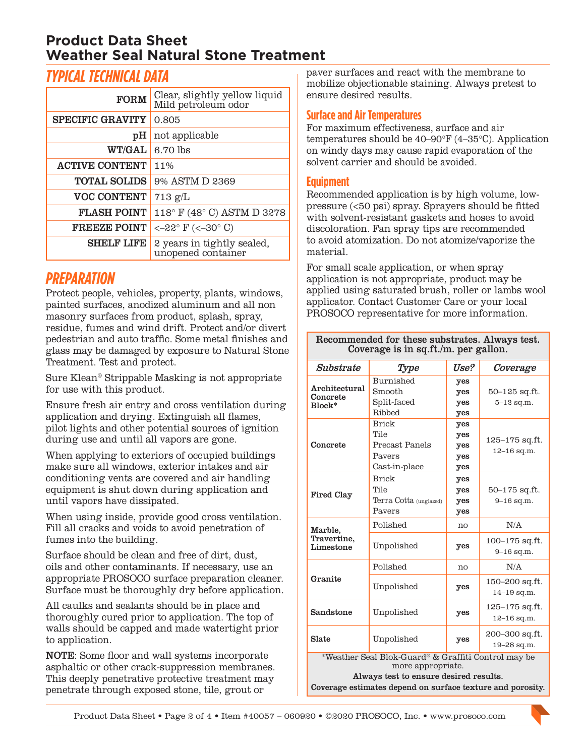# Product Data Sheet
# Weather Seal Natural Stone Treatment

## TYPICAL TECHNICAL DATA

| | |
|---|---|
| **FORM** | Clear, slightly yellow liquid Mild petroleum odor |
| **SPECIFIC GRAVITY** | 0.805 |
| **pH** | not applicable |
| **WT/GAL** | 6.70 lbs |
| **ACTIVE CONTENT** | 11% |
| **TOTAL SOLIDS** | 9% ASTM D 2369 |
| **VOC CONTENT** | 713 g/L |
| **FLASH POINT** | 118° F (48° C) ASTM D 3278 |
| **FREEZE POINT** | <–22° F (<–30° C) |
| **SHELF LIFE** | 2 years in tightly sealed, unopened container |

## PREPARATION

Protect people, vehicles, property, plants, windows, painted surfaces, anodized aluminum and all non masonry surfaces from product, splash, spray, residue, fumes and wind drift. Protect and/or divert pedestrian and auto traffic. Some metal finishes and glass may be damaged by exposure to Natural Stone Treatment. Test and protect.

Sure Klean® Strippable Masking is not appropriate for use with this product.

Ensure fresh air entry and cross ventilation during application and drying. Extinguish all flames, pilot lights and other potential sources of ignition during use and until all vapors are gone.

When applying to exteriors of occupied buildings make sure all windows, exterior intakes and air conditioning vents are covered and air handling equipment is shut down during application and until vapors have dissipated.

When using inside, provide good cross ventilation. Fill all cracks and voids to avoid penetration of fumes into the building.

Surface should be clean and free of dirt, dust, oils and other contaminants. If necessary, use an appropriate PROSOCO surface preparation cleaner. Surface must be thoroughly dry before application.

All caulks and sealants should be in place and thoroughly cured prior to application. The top of walls should be capped and made watertight prior to application.

**NOTE**: Some floor and wall systems incorporate asphaltic or other crack-suppression membranes. This deeply penetrative protective treatment may penetrate through exposed stone, tile, grout or paver surfaces and react with the membrane to mobilize objectionable staining. Always pretest to ensure desired results.

### Surface and Air Temperatures

For maximum effectiveness, surface and air temperatures should be 40–90°F (4–35°C). Application on windy days may cause rapid evaporation of the solvent carrier and should be avoided.

### Equipment

Recommended application is by high volume, low-pressure (<50 psi) spray. Sprayers should be fitted with solvent-resistant gaskets and hoses to avoid discoloration. Fan spray tips are recommended to avoid atomization. Do not atomize/vaporize the material.

For small scale application, or when spray application is not appropriate, product may be applied using saturated brush, roller or lambs wool applicator. Contact Customer Care or your local PROSOCO representative for more information.

**Recommended for these substrates. Always test. Coverage is in sq.ft./m. per gallon.**

| *Substrate* | *Type* | *Use?* | *Coverage* |
|---|---|---|---|
| **Architectural Concrete Block*** | Burnished<br>Smooth<br>Split-faced<br>Ribbed | yes<br>yes<br>yes<br>yes | 50–125 sq.ft.<br>5–12 sq.m. |
| **Concrete** | Brick<br>Tile<br>Precast Panels<br>Pavers<br>Cast-in-place | yes<br>yes<br>yes<br>yes<br>yes | 125–175 sq.ft.<br>12–16 sq.m. |
| **Fired Clay** | Brick<br>Tile<br>Terra Cotta (unglazed)<br>Pavers | yes<br>yes<br>yes<br>yes | 50–175 sq.ft.<br>9–16 sq.m. |
| **Marble, Travertine, Limestone** | Polished | no | N/A |
| | Unpolished | yes | 100–175 sq.ft.<br>9–16 sq.m. |
| **Granite** | Polished | no | N/A |
| | Unpolished | yes | 150–200 sq.ft.<br>14–19 sq.m. |
| **Sandstone** | Unpolished | yes | 125–175 sq.ft.<br>12–16 sq.m. |
| **Slate** | Unpolished | yes | 200–300 sq.ft.<br>19–28 sq.m. |

*Weather Seal Blok-Guard® & Graffiti Control may be more appropriate.

**Always test to ensure desired results.**

**Coverage estimates depend on surface texture and porosity.**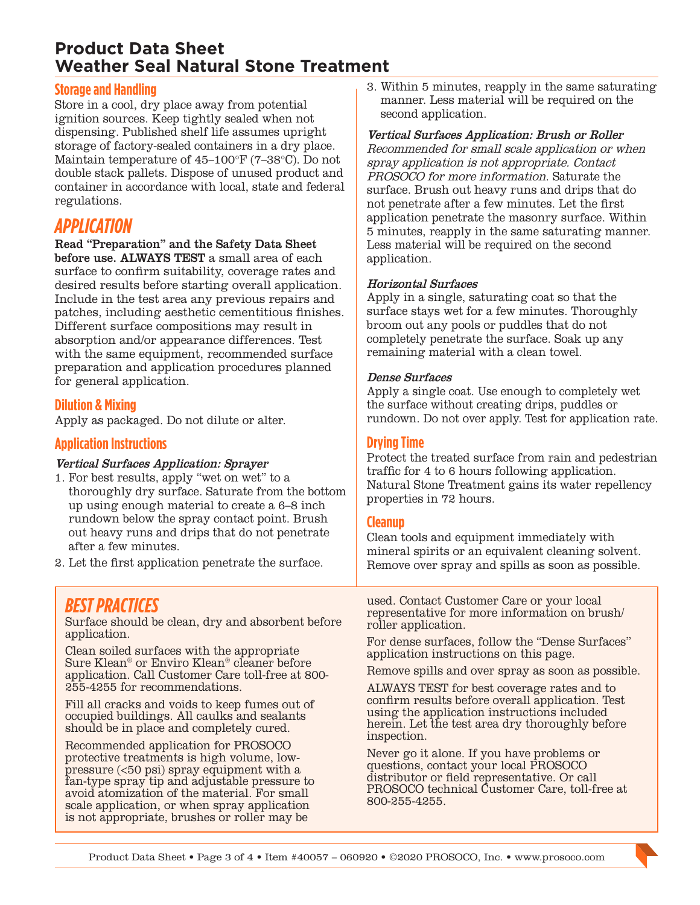# Product Data Sheet
# Weather Seal Natural Stone Treatment

### Storage and Handling

Store in a cool, dry place away from potential ignition sources. Keep tightly sealed when not dispensing. Published shelf life assumes upright storage of factory-sealed containers in a dry place. Maintain temperature of 45–100°F (7–38°C). Do not double stack pallets. Dispose of unused product and container in accordance with local, state and federal regulations.

## APPLICATION

**Read "Preparation" and the Safety Data Sheet before use. ALWAYS TEST** a small area of each surface to confirm suitability, coverage rates and desired results before starting overall application. Include in the test area any previous repairs and patches, including aesthetic cementitious finishes. Different surface compositions may result in absorption and/or appearance differences. Test with the same equipment, recommended surface preparation and application procedures planned for general application.

### Dilution & Mixing

Apply as packaged. Do not dilute or alter.

### Application Instructions

***Vertical Surfaces Application: Sprayer***

1. For best results, apply "wet on wet" to a thoroughly dry surface. Saturate from the bottom up using enough material to create a 6–8 inch rundown below the spray contact point. Brush out heavy runs and drips that do not penetrate after a few minutes.
2. Let the first application penetrate the surface.
3. Within 5 minutes, reapply in the same saturating manner. Less material will be required on the second application.

***Vertical Surfaces Application: Brush or Roller***

*Recommended for small scale application or when spray application is not appropriate. Contact PROSOCO for more information.* Saturate the surface. Brush out heavy runs and drips that do not penetrate after a few minutes. Let the first application penetrate the masonry surface. Within 5 minutes, reapply in the same saturating manner. Less material will be required on the second application.

***Horizontal Surfaces***

Apply in a single, saturating coat so that the surface stays wet for a few minutes. Thoroughly broom out any pools or puddles that do not completely penetrate the surface. Soak up any remaining material with a clean towel.

***Dense Surfaces***

Apply a single coat. Use enough to completely wet the surface without creating drips, puddles or rundown. Do not over apply. Test for application rate.

### Drying Time

Protect the treated surface from rain and pedestrian traffic for 4 to 6 hours following application. Natural Stone Treatment gains its water repellency properties in 72 hours.

### Cleanup

Clean tools and equipment immediately with mineral spirits or an equivalent cleaning solvent. Remove over spray and spills as soon as possible.

## BEST PRACTICES

Surface should be clean, dry and absorbent before application.

Clean soiled surfaces with the appropriate Sure Klean® or Enviro Klean® cleaner before application. Call Customer Care toll-free at 800-255-4255 for recommendations.

Fill all cracks and voids to keep fumes out of occupied buildings. All caulks and sealants should be in place and completely cured.

Recommended application for PROSOCO protective treatments is high volume, low-pressure (<50 psi) spray equipment with a fan-type spray tip and adjustable pressure to avoid atomization of the material. For small scale application, or when spray application is not appropriate, brushes or roller may be used. Contact Customer Care or your local representative for more information on brush/roller application.

For dense surfaces, follow the "Dense Surfaces" application instructions on this page.

Remove spills and over spray as soon as possible.

ALWAYS TEST for best coverage rates and to confirm results before overall application. Test using the application instructions included herein. Let the test area dry thoroughly before inspection.

Never go it alone. If you have problems or questions, contact your local PROSOCO distributor or field representative. Or call PROSOCO technical Customer Care, toll-free at 800-255-4255.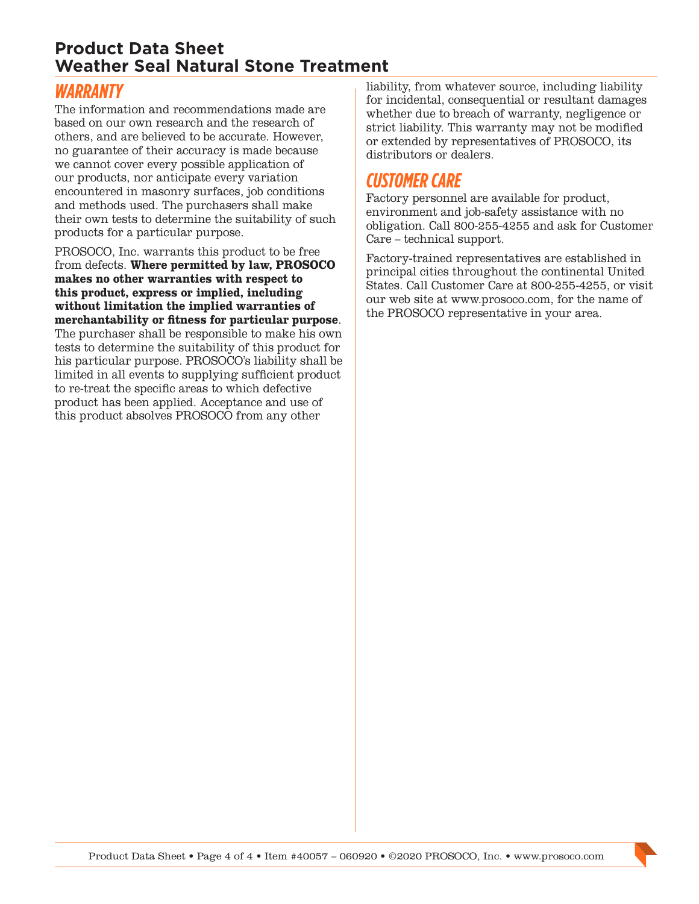## WARRANTY

The information and recommendations made are based on our own research and the research of others, and are believed to be accurate. However, no guarantee of their accuracy is made because we cannot cover every possible application of our products, nor anticipate every variation encountered in masonry surfaces, job conditions and methods used. The purchasers shall make their own tests to determine the suitability of such products for a particular purpose.

PROSOCO, Inc. warrants this product to be free from defects. **Where permitted by law, PROSOCO makes no other warranties with respect to this product, express or implied, including without limitation the implied warranties of merchantability or fitness for particular purpose**. The purchaser shall be responsible to make his own tests to determine the suitability of this product for his particular purpose. PROSOCO's liability shall be limited in all events to supplying sufficient product to re-treat the specific areas to which defective product has been applied. Acceptance and use of this product absolves PROSOCO from any other liability, from whatever source, including liability for incidental, consequential or resultant damages whether due to breach of warranty, negligence or strict liability. This warranty may not be modified or extended by representatives of PROSOCO, its distributors or dealers.

## CUSTOMER CARE

Factory personnel are available for product, environment and job-safety assistance with no obligation. Call 800-255-4255 and ask for Customer Care – technical support.

Factory-trained representatives are established in principal cities throughout the continental United States. Call Customer Care at 800-255-4255, or visit our web site at www.prosoco.com, for the name of the PROSOCO representative in your area.